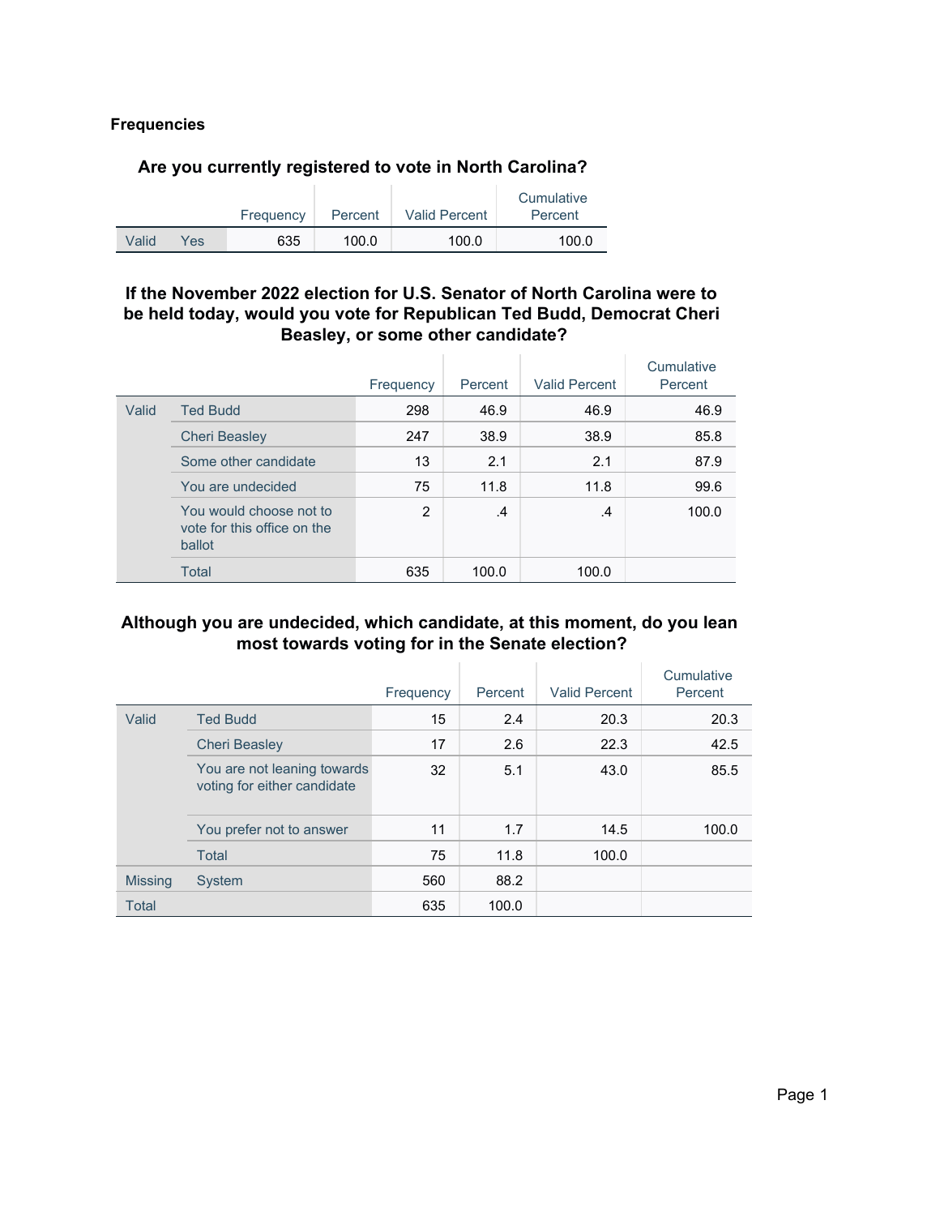# Frequencies

## Are you currently registered to vote in North Carolina?

| | | Frequency | Percent | Valid Percent | Cumulative Percent |
|---|---|---|---|---|---|
| Valid | Yes | 635 | 100.0 | 100.0 | 100.0 |

## If the November 2022 election for U.S. Senator of North Carolina were to be held today, would you vote for Republican Ted Budd, Democrat Cheri Beasley, or some other candidate?

| | | Frequency | Percent | Valid Percent | Cumulative Percent |
|---|---|---|---|---|---|
| Valid | Ted Budd | 298 | 46.9 | 46.9 | 46.9 |
| | Cheri Beasley | 247 | 38.9 | 38.9 | 85.8 |
| | Some other candidate | 13 | 2.1 | 2.1 | 87.9 |
| | You are undecided | 75 | 11.8 | 11.8 | 99.6 |
| | You would choose not to vote for this office on the ballot | 2 | .4 | .4 | 100.0 |
| | Total | 635 | 100.0 | 100.0 | |

## Although you are undecided, which candidate, at this moment, do you lean most towards voting for in the Senate election?

| | | Frequency | Percent | Valid Percent | Cumulative Percent |
|---|---|---|---|---|---|
| Valid | Ted Budd | 15 | 2.4 | 20.3 | 20.3 |
| | Cheri Beasley | 17 | 2.6 | 22.3 | 42.5 |
| | You are not leaning towards voting for either candidate | 32 | 5.1 | 43.0 | 85.5 |
| | You prefer not to answer | 11 | 1.7 | 14.5 | 100.0 |
| | Total | 75 | 11.8 | 100.0 | |
| Missing | System | 560 | 88.2 | | |
| Total | | 635 | 100.0 | | |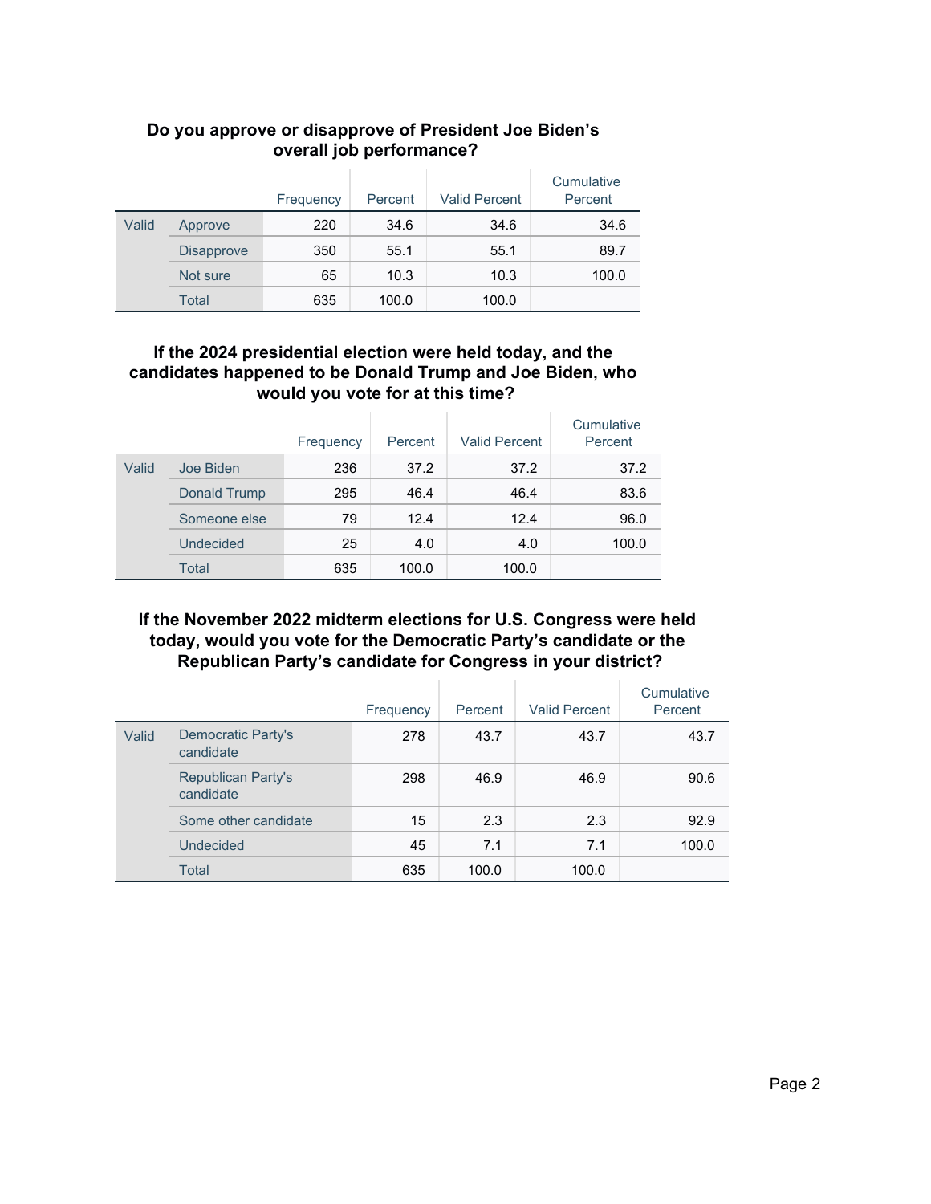**Do you approve or disapprove of President Joe Biden's overall job performance?**

| | | Frequency | Percent | Valid Percent | Cumulative Percent |
|---|---|---|---|---|---|
| Valid | Approve | 220 | 34.6 | 34.6 | 34.6 |
| | Disapprove | 350 | 55.1 | 55.1 | 89.7 |
| | Not sure | 65 | 10.3 | 10.3 | 100.0 |
| | Total | 635 | 100.0 | 100.0 | |

**If the 2024 presidential election were held today, and the candidates happened to be Donald Trump and Joe Biden, who would you vote for at this time?**

| | | Frequency | Percent | Valid Percent | Cumulative Percent |
|---|---|---|---|---|---|
| Valid | Joe Biden | 236 | 37.2 | 37.2 | 37.2 |
| | Donald Trump | 295 | 46.4 | 46.4 | 83.6 |
| | Someone else | 79 | 12.4 | 12.4 | 96.0 |
| | Undecided | 25 | 4.0 | 4.0 | 100.0 |
| | Total | 635 | 100.0 | 100.0 | |

**If the November 2022 midterm elections for U.S. Congress were held today, would you vote for the Democratic Party's candidate or the Republican Party's candidate for Congress in your district?**

| | | Frequency | Percent | Valid Percent | Cumulative Percent |
|---|---|---|---|---|---|
| Valid | Democratic Party's candidate | 278 | 43.7 | 43.7 | 43.7 |
| | Republican Party's candidate | 298 | 46.9 | 46.9 | 90.6 |
| | Some other candidate | 15 | 2.3 | 2.3 | 92.9 |
| | Undecided | 45 | 7.1 | 7.1 | 100.0 |
| | Total | 635 | 100.0 | 100.0 | |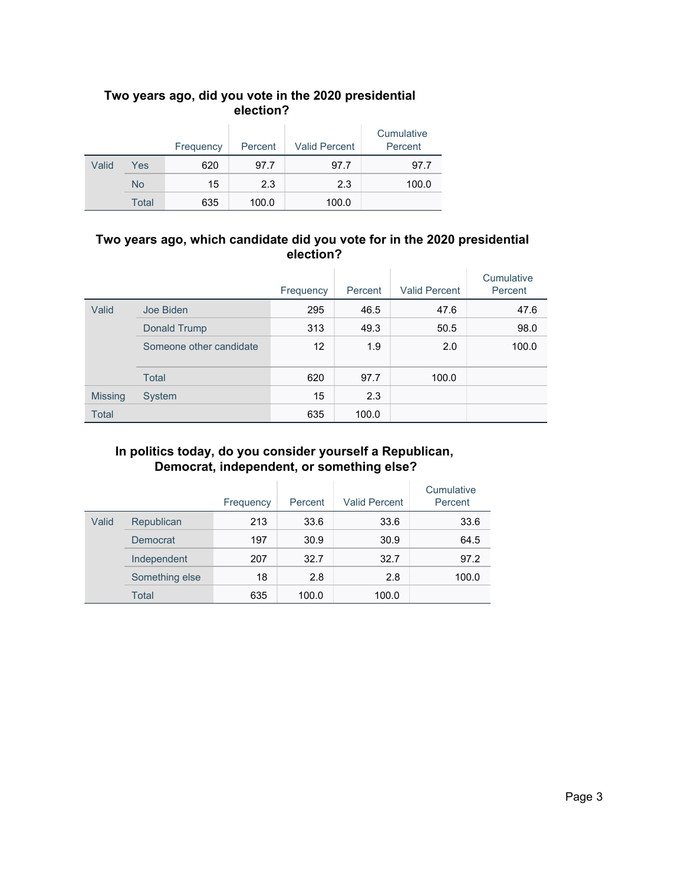### Two years ago, did you vote in the 2020 presidential election?

| | | Frequency | Percent | Valid Percent | Cumulative Percent |
|---|---|---|---|---|---|
| Valid | Yes | 620 | 97.7 | 97.7 | 97.7 |
| | No | 15 | 2.3 | 2.3 | 100.0 |
| | Total | 635 | 100.0 | 100.0 | |

### Two years ago, which candidate did you vote for in the 2020 presidential election?

| | | Frequency | Percent | Valid Percent | Cumulative Percent |
|---|---|---|---|---|---|
| Valid | Joe Biden | 295 | 46.5 | 47.6 | 47.6 |
| | Donald Trump | 313 | 49.3 | 50.5 | 98.0 |
| | Someone other candidate | 12 | 1.9 | 2.0 | 100.0 |
| | Total | 620 | 97.7 | 100.0 | |
| Missing | System | 15 | 2.3 | | |
| Total | | 635 | 100.0 | | |

### In politics today, do you consider yourself a Republican, Democrat, independent, or something else?

| | | Frequency | Percent | Valid Percent | Cumulative Percent |
|---|---|---|---|---|---|
| Valid | Republican | 213 | 33.6 | 33.6 | 33.6 |
| | Democrat | 197 | 30.9 | 30.9 | 64.5 |
| | Independent | 207 | 32.7 | 32.7 | 97.2 |
| | Something else | 18 | 2.8 | 2.8 | 100.0 |
| | Total | 635 | 100.0 | 100.0 | |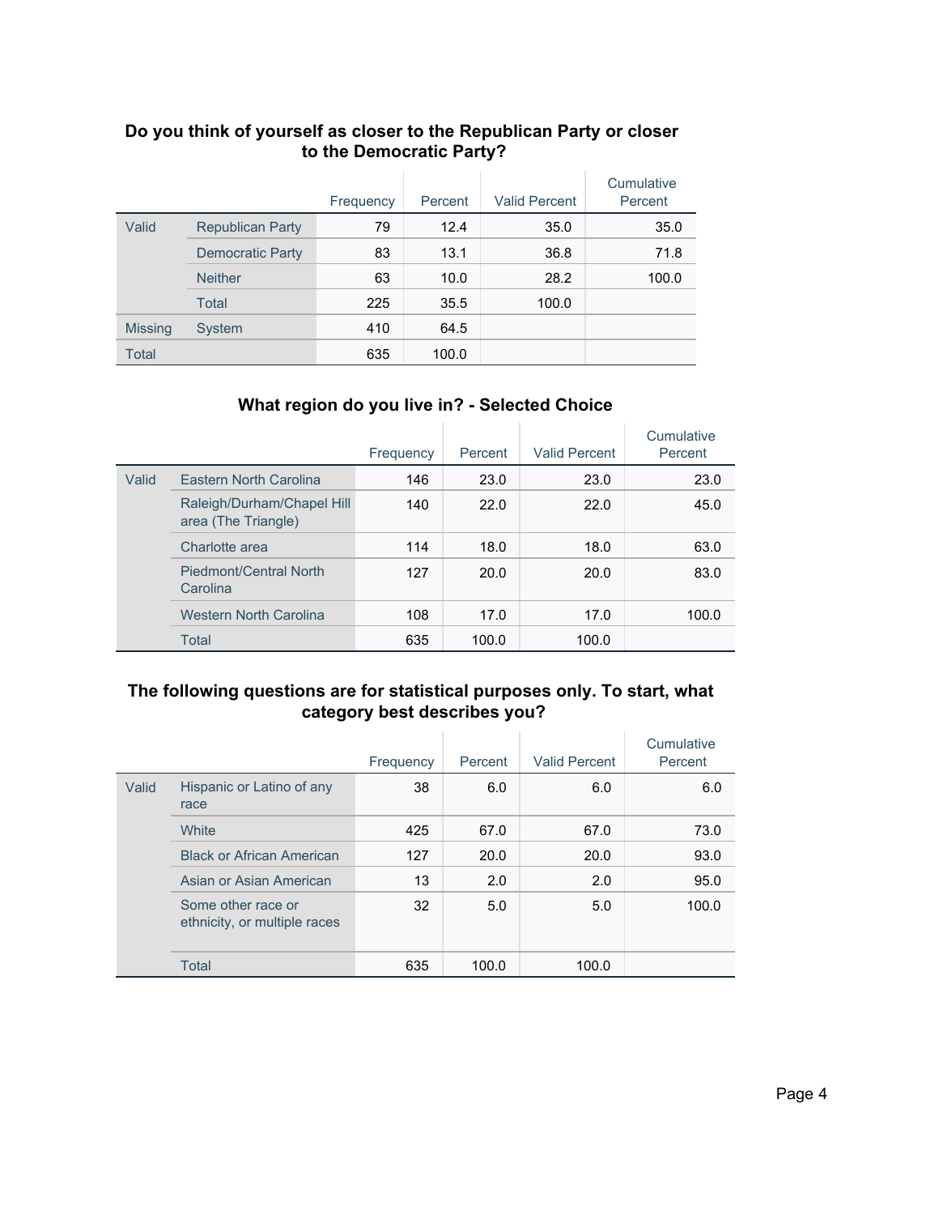### Do you think of yourself as closer to the Republican Party or closer to the Democratic Party?

| | | Frequency | Percent | Valid Percent | Cumulative Percent |
|---|---|---|---|---|---|
| Valid | Republican Party | 79 | 12.4 | 35.0 | 35.0 |
| | Democratic Party | 83 | 13.1 | 36.8 | 71.8 |
| | Neither | 63 | 10.0 | 28.2 | 100.0 |
| | Total | 225 | 35.5 | 100.0 | |
| Missing | System | 410 | 64.5 | | |
| Total | | 635 | 100.0 | | |

### What region do you live in? - Selected Choice

| | | Frequency | Percent | Valid Percent | Cumulative Percent |
|---|---|---|---|---|---|
| Valid | Eastern North Carolina | 146 | 23.0 | 23.0 | 23.0 |
| | Raleigh/Durham/Chapel Hill area (The Triangle) | 140 | 22.0 | 22.0 | 45.0 |
| | Charlotte area | 114 | 18.0 | 18.0 | 63.0 |
| | Piedmont/Central North Carolina | 127 | 20.0 | 20.0 | 83.0 |
| | Western North Carolina | 108 | 17.0 | 17.0 | 100.0 |
| | Total | 635 | 100.0 | 100.0 | |

### The following questions are for statistical purposes only. To start, what category best describes you?

| | | Frequency | Percent | Valid Percent | Cumulative Percent |
|---|---|---|---|---|---|
| Valid | Hispanic or Latino of any race | 38 | 6.0 | 6.0 | 6.0 |
| | White | 425 | 67.0 | 67.0 | 73.0 |
| | Black or African American | 127 | 20.0 | 20.0 | 93.0 |
| | Asian or Asian American | 13 | 2.0 | 2.0 | 95.0 |
| | Some other race or ethnicity, or multiple races | 32 | 5.0 | 5.0 | 100.0 |
| | Total | 635 | 100.0 | 100.0 | |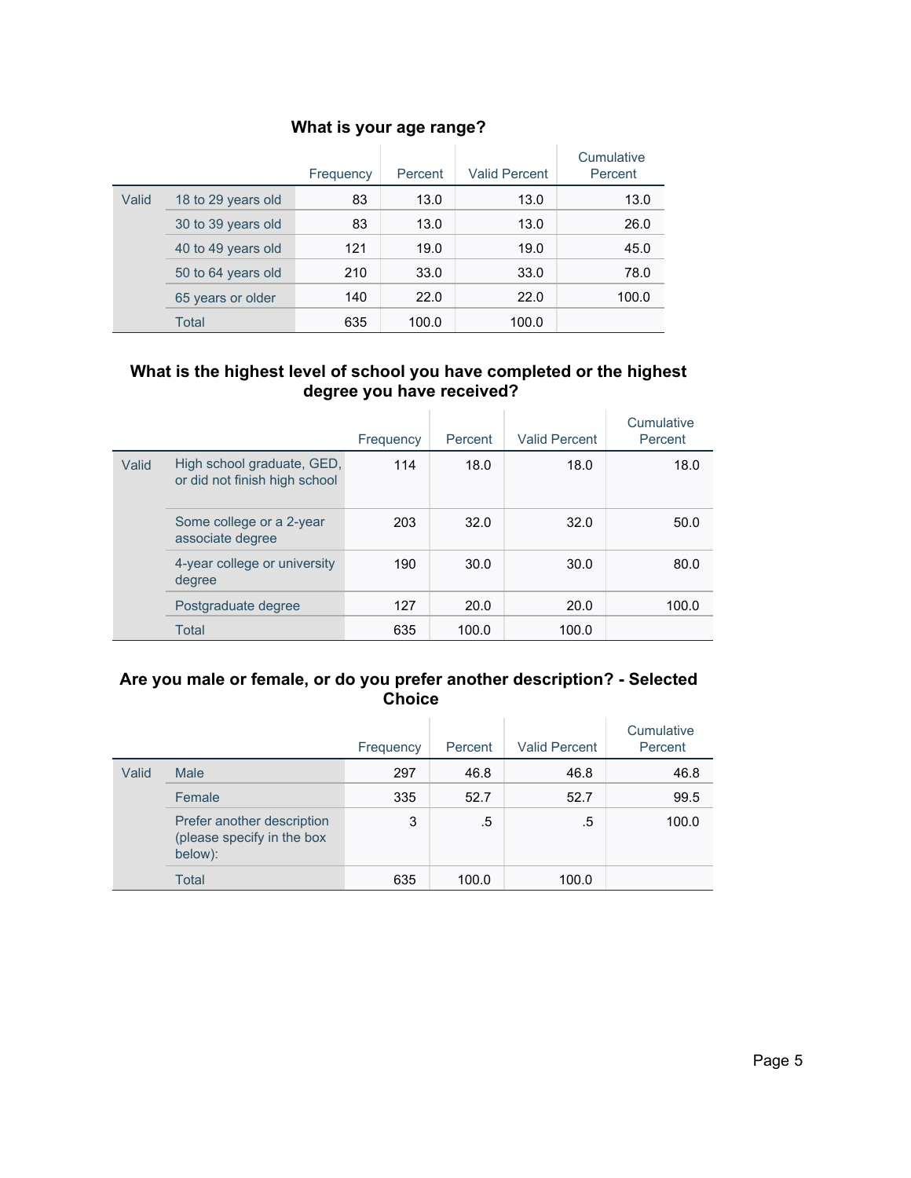### What is your age range?

| | | Frequency | Percent | Valid Percent | Cumulative Percent |
|---|---|---|---|---|---|
| Valid | 18 to 29 years old | 83 | 13.0 | 13.0 | 13.0 |
| | 30 to 39 years old | 83 | 13.0 | 13.0 | 26.0 |
| | 40 to 49 years old | 121 | 19.0 | 19.0 | 45.0 |
| | 50 to 64 years old | 210 | 33.0 | 33.0 | 78.0 |
| | 65 years or older | 140 | 22.0 | 22.0 | 100.0 |
| | Total | 635 | 100.0 | 100.0 | |

### What is the highest level of school you have completed or the highest degree you have received?

| | | Frequency | Percent | Valid Percent | Cumulative Percent |
|---|---|---|---|---|---|
| Valid | High school graduate, GED, or did not finish high school | 114 | 18.0 | 18.0 | 18.0 |
| | Some college or a 2-year associate degree | 203 | 32.0 | 32.0 | 50.0 |
| | 4-year college or university degree | 190 | 30.0 | 30.0 | 80.0 |
| | Postgraduate degree | 127 | 20.0 | 20.0 | 100.0 |
| | Total | 635 | 100.0 | 100.0 | |

### Are you male or female, or do you prefer another description? - Selected Choice

| | | Frequency | Percent | Valid Percent | Cumulative Percent |
|---|---|---|---|---|---|
| Valid | Male | 297 | 46.8 | 46.8 | 46.8 |
| | Female | 335 | 52.7 | 52.7 | 99.5 |
| | Prefer another description (please specify in the box below): | 3 | .5 | .5 | 100.0 |
| | Total | 635 | 100.0 | 100.0 | |